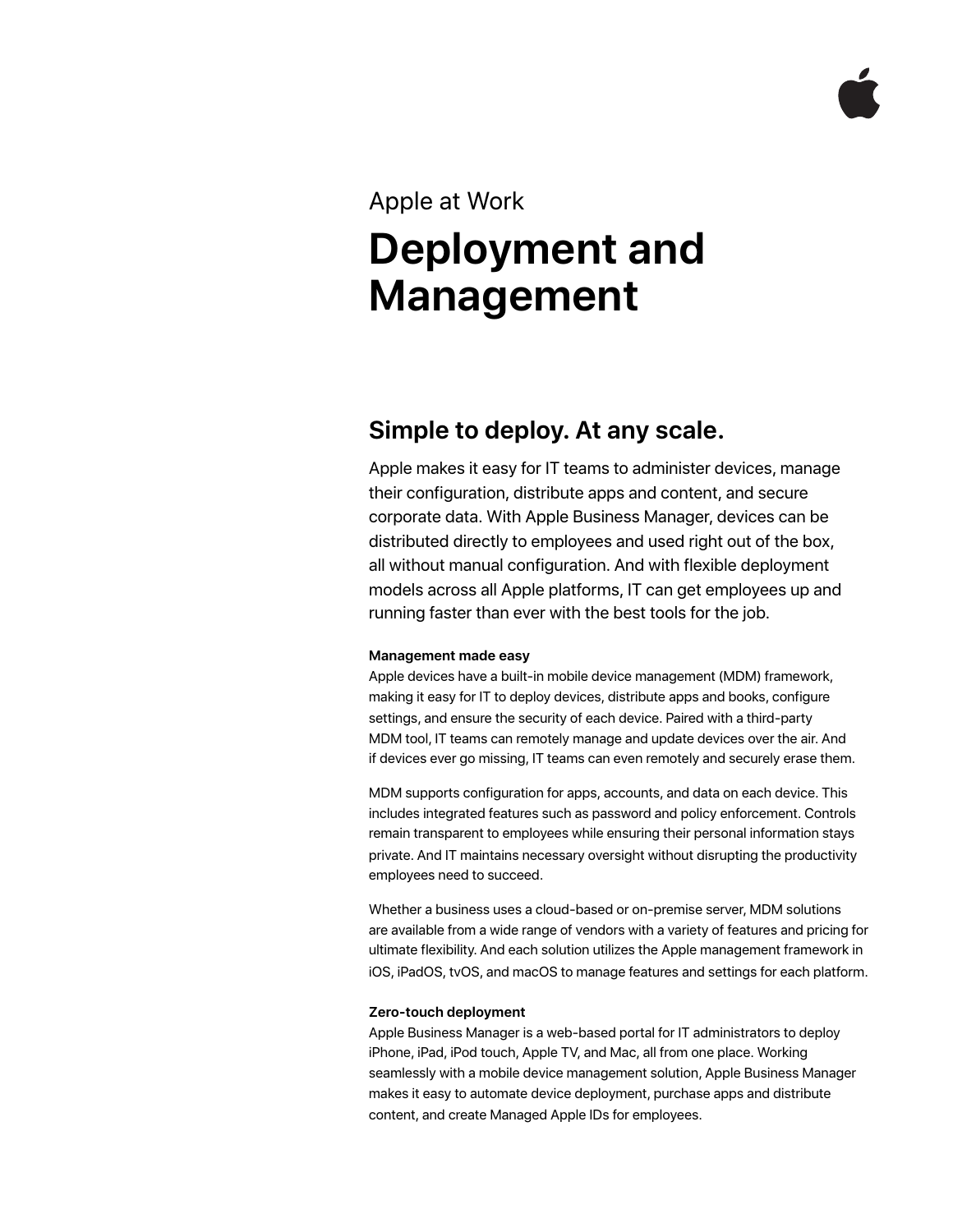Apple at Work

# Deployment and Management

## Simple to deploy. At any scale.

Apple makes it easy for IT teams to administer devices, manage their configuration, distribute apps and content, and secure corporate data. With Apple Business Manager, devices can be distributed directly to employees and used right out of the box, all without manual configuration. And with flexible deployment models across all Apple platforms, IT can get employees up and running faster than ever with the best tools for the job.

### Management made easy

Apple devices have a built-in mobile device management (MDM) framework, making it easy for IT to deploy devices, distribute apps and books, configure settings, and ensure the security of each device. Paired with a third-party MDM tool, IT teams can remotely manage and update devices over the air. And if devices ever go missing, IT teams can even remotely and securely erase them.

MDM supports configuration for apps, accounts, and data on each device. This includes integrated features such as password and policy enforcement. Controls remain transparent to employees while ensuring their personal information stays private. And IT maintains necessary oversight without disrupting the productivity employees need to succeed.

Whether a business uses a cloud-based or on-premise server, MDM solutions are available from a wide range of vendors with a variety of features and pricing for ultimate flexibility. And each solution utilizes the Apple management framework in iOS, iPadOS, tvOS, and macOS to manage features and settings for each platform.

### Zero-touch deployment

Apple Business Manager is a web-based portal for IT administrators to deploy iPhone, iPad, iPod touch, Apple TV, and Mac, all from one place. Working seamlessly with a mobile device management solution, Apple Business Manager makes it easy to automate device deployment, purchase apps and distribute content, and create Managed Apple IDs for employees.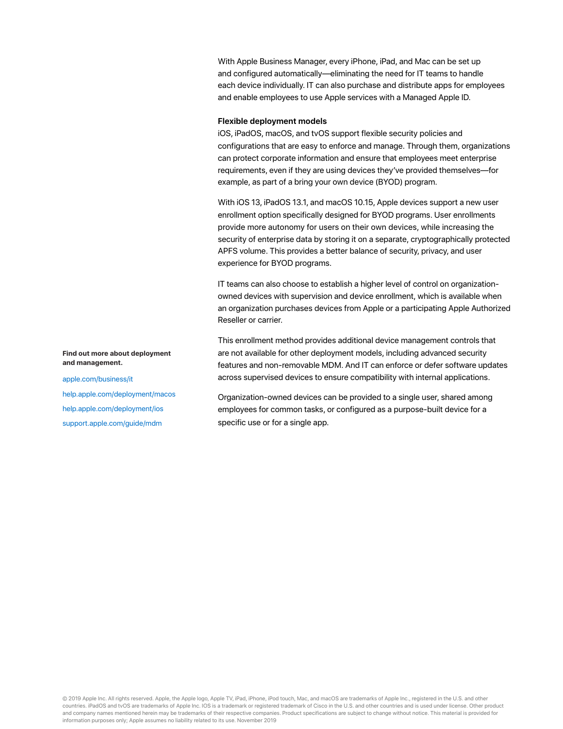With Apple Business Manager, every iPhone, iPad, and Mac can be set up and configured automatically—eliminating the need for IT teams to handle each device individually. IT can also purchase and distribute apps for employees and enable employees to use Apple services with a Managed Apple ID.

**Flexible deployment models**

iOS, iPadOS, macOS, and tvOS support flexible security policies and configurations that are easy to enforce and manage. Through them, organizations can protect corporate information and ensure that employees meet enterprise requirements, even if they are using devices they've provided themselves—for example, as part of a bring your own device (BYOD) program.

With iOS 13, iPadOS 13.1, and macOS 10.15, Apple devices support a new user enrollment option specifically designed for BYOD programs. User enrollments provide more autonomy for users on their own devices, while increasing the security of enterprise data by storing it on a separate, cryptographically protected APFS volume. This provides a better balance of security, privacy, and user experience for BYOD programs.

IT teams can also choose to establish a higher level of control on organization-owned devices with supervision and device enrollment, which is available when an organization purchases devices from Apple or a participating Apple Authorized Reseller or carrier.

This enrollment method provides additional device management controls that are not available for other deployment models, including advanced security features and non-removable MDM. And IT can enforce or defer software updates across supervised devices to ensure compatibility with internal applications.

Organization-owned devices can be provided to a single user, shared among employees for common tasks, or configured as a purpose-built device for a specific use or for a single app.

**Find out more about deployment and management.**

apple.com/business/it

help.apple.com/deployment/macos

help.apple.com/deployment/ios

support.apple.com/guide/mdm

© 2019 Apple Inc. All rights reserved. Apple, the Apple logo, Apple TV, iPad, iPhone, iPod touch, Mac, and macOS are trademarks of Apple Inc., registered in the U.S. and other countries. iPadOS and tvOS are trademarks of Apple Inc. IOS is a trademark or registered trademark of Cisco in the U.S. and other countries and is used under license. Other product and company names mentioned herein may be trademarks of their respective companies. Product specifications are subject to change without notice. This material is provided for information purposes only; Apple assumes no liability related to its use. November 2019